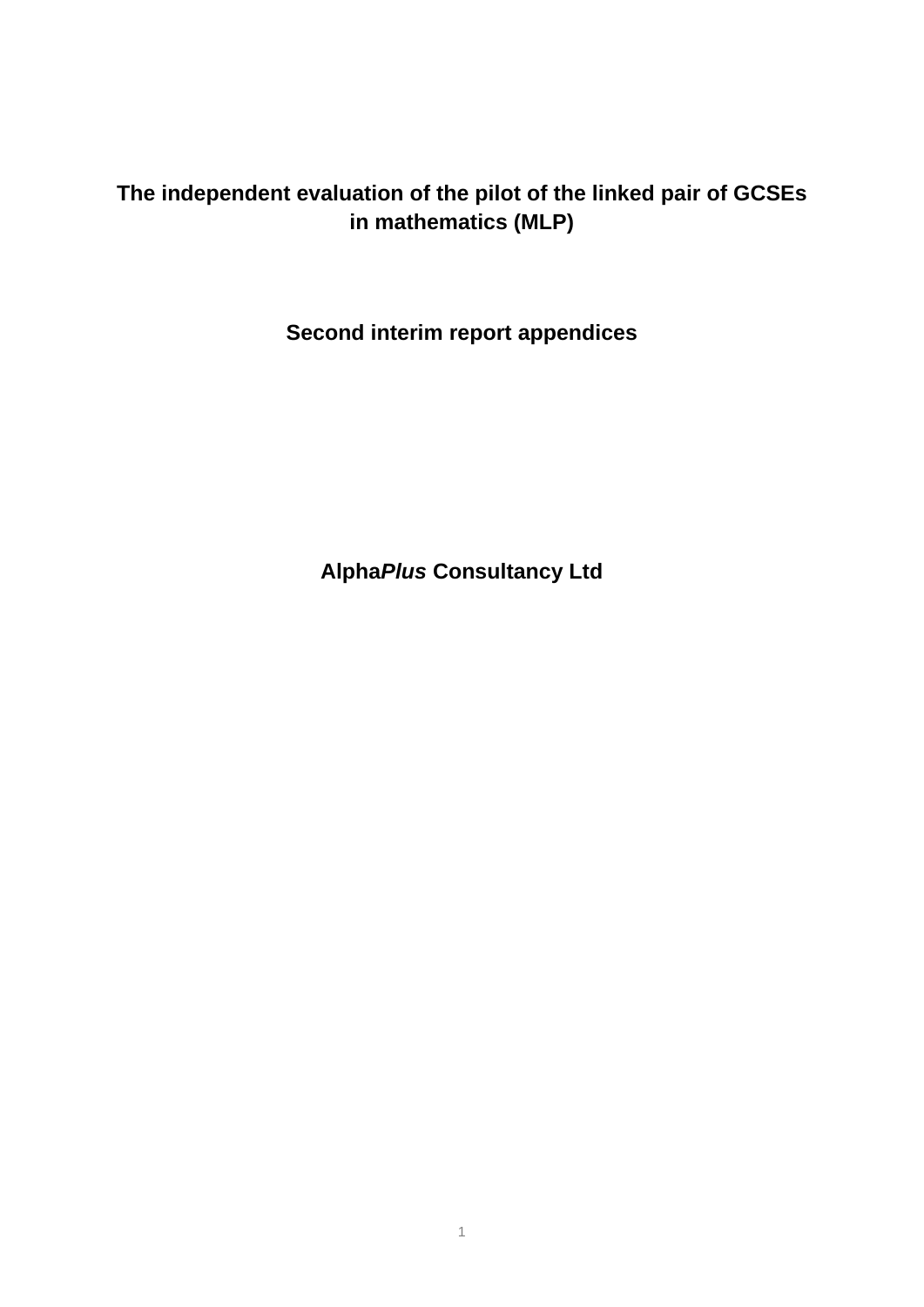# The independent evaluation of the pilot of the linked pair of GCSEs in mathematics (MLP)

## Second interim report appendices

**Alpha*Plus* Consultancy Ltd**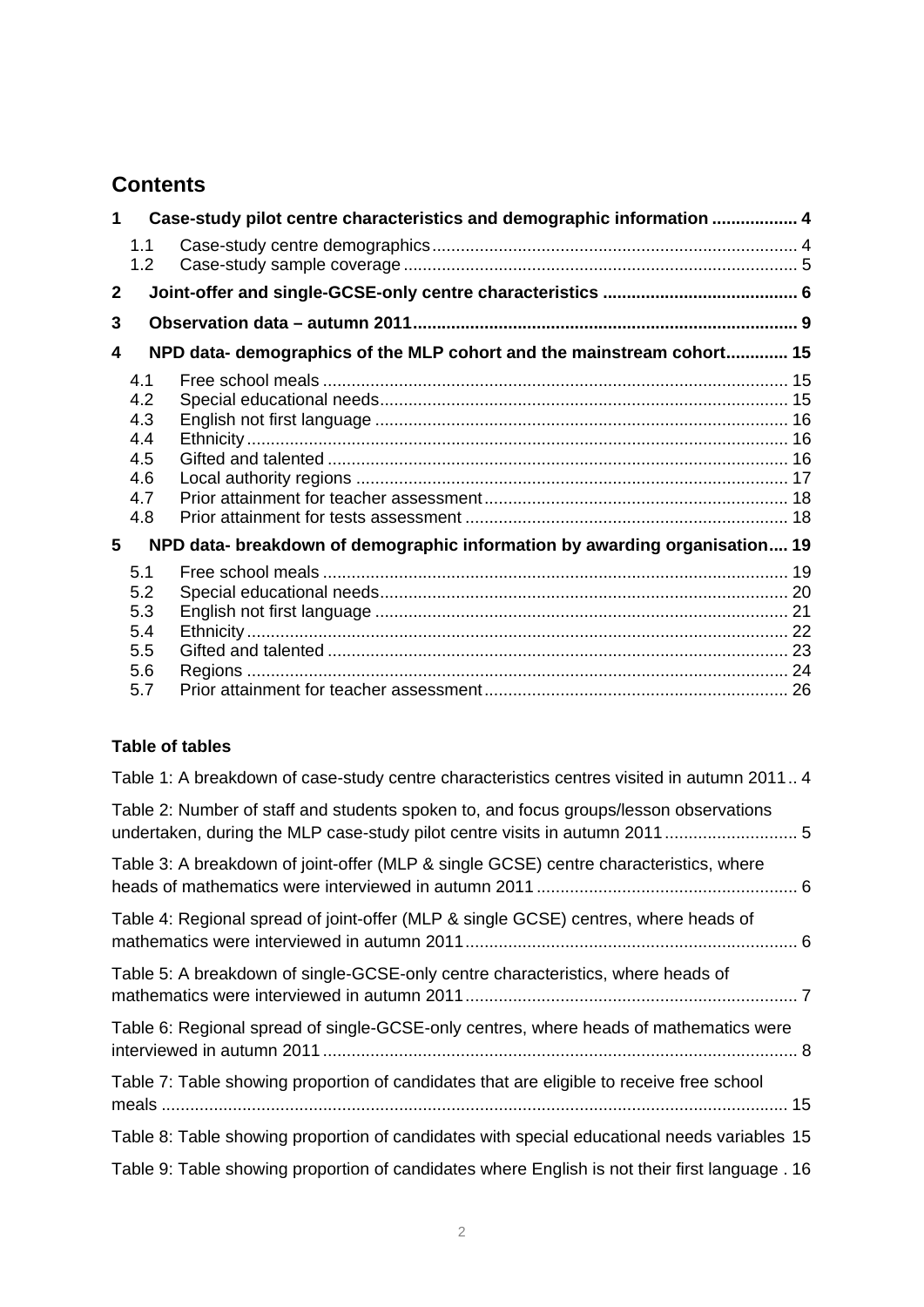# Contents

1 Case-study pilot centre characteristics and demographic information .................. 4
- 1.1 Case-study centre demographics ............................................................................ 4
- 1.2 Case-study sample coverage .................................................................................. 5

2 Joint-offer and single-GCSE-only centre characteristics ......................................... 6

3 Observation data – autumn 2011 ................................................................................ 9

4 NPD data- demographics of the MLP cohort and the mainstream cohort ............. 15
- 4.1 Free school meals ................................................................................................. 15
- 4.2 Special educational needs ..................................................................................... 15
- 4.3 English not first language ...................................................................................... 16
- 4.4 Ethnicity ................................................................................................................. 16
- 4.5 Gifted and talented ................................................................................................ 16
- 4.6 Local authority regions .......................................................................................... 17
- 4.7 Prior attainment for teacher assessment ............................................................... 18
- 4.8 Prior attainment for tests assessment .................................................................... 18

5 NPD data- breakdown of demographic information by awarding organisation .... 19
- 5.1 Free school meals ................................................................................................. 19
- 5.2 Special educational needs ..................................................................................... 20
- 5.3 English not first language ...................................................................................... 21
- 5.4 Ethnicity ................................................................................................................. 22
- 5.5 Gifted and talented ................................................................................................ 23
- 5.6 Regions ................................................................................................................. 24
- 5.7 Prior attainment for teacher assessment ............................................................... 26

**Table of tables**

Table 1: A breakdown of case-study centre characteristics centres visited in autumn 2011 .. 4

Table 2: Number of staff and students spoken to, and focus groups/lesson observations undertaken, during the MLP case-study pilot centre visits in autumn 2011 ............................ 5

Table 3: A breakdown of joint-offer (MLP & single GCSE) centre characteristics, where heads of mathematics were interviewed in autumn 2011 ....................................................... 6

Table 4: Regional spread of joint-offer (MLP & single GCSE) centres, where heads of mathematics were interviewed in autumn 2011 ...................................................................... 6

Table 5: A breakdown of single-GCSE-only centre characteristics, where heads of mathematics were interviewed in autumn 2011 ...................................................................... 7

Table 6: Regional spread of single-GCSE-only centres, where heads of mathematics were interviewed in autumn 2011 .................................................................................................... 8

Table 7: Table showing proportion of candidates that are eligible to receive free school meals .................................................................................................................................... 15

Table 8: Table showing proportion of candidates with special educational needs variables 15

Table 9: Table showing proportion of candidates where English is not their first language . 16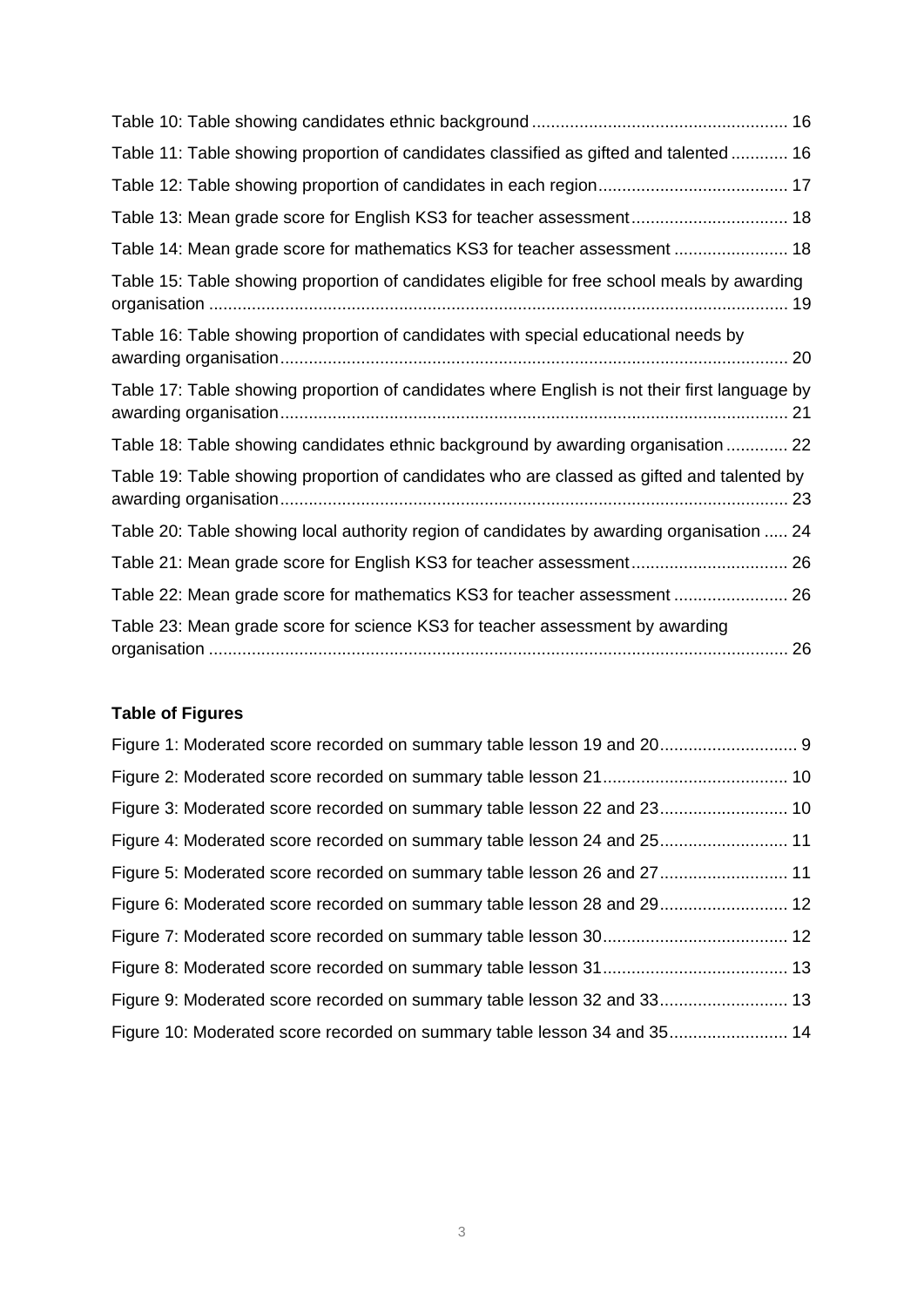Table 10: Table showing candidates ethnic background ..................................................... 16

Table 11: Table showing proportion of candidates classified as gifted and talented ............ 16

Table 12: Table showing proportion of candidates in each region........................................ 17

Table 13: Mean grade score for English KS3 for teacher assessment................................. 18

Table 14: Mean grade score for mathematics KS3 for teacher assessment ........................ 18

Table 15: Table showing proportion of candidates eligible for free school meals by awarding organisation ......................................................................................................................... 19

Table 16: Table showing proportion of candidates with special educational needs by awarding organisation.......................................................................................................... 20

Table 17: Table showing proportion of candidates where English is not their first language by awarding organisation.......................................................................................................... 21

Table 18: Table showing candidates ethnic background by awarding organisation ............. 22

Table 19: Table showing proportion of candidates who are classed as gifted and talented by awarding organisation.......................................................................................................... 23

Table 20: Table showing local authority region of candidates by awarding organisation ..... 24

Table 21: Mean grade score for English KS3 for teacher assessment................................. 26

Table 22: Mean grade score for mathematics KS3 for teacher assessment ........................ 26

Table 23: Mean grade score for science KS3 for teacher assessment by awarding organisation ......................................................................................................................... 26

**Table of Figures**

Figure 1: Moderated score recorded on summary table lesson 19 and 20............................. 9

Figure 2: Moderated score recorded on summary table lesson 21....................................... 10

Figure 3: Moderated score recorded on summary table lesson 22 and 23........................... 10

Figure 4: Moderated score recorded on summary table lesson 24 and 25........................... 11

Figure 5: Moderated score recorded on summary table lesson 26 and 27........................... 11

Figure 6: Moderated score recorded on summary table lesson 28 and 29........................... 12

Figure 7: Moderated score recorded on summary table lesson 30....................................... 12

Figure 8: Moderated score recorded on summary table lesson 31....................................... 13

Figure 9: Moderated score recorded on summary table lesson 32 and 33........................... 13

Figure 10: Moderated score recorded on summary table lesson 34 and 35......................... 14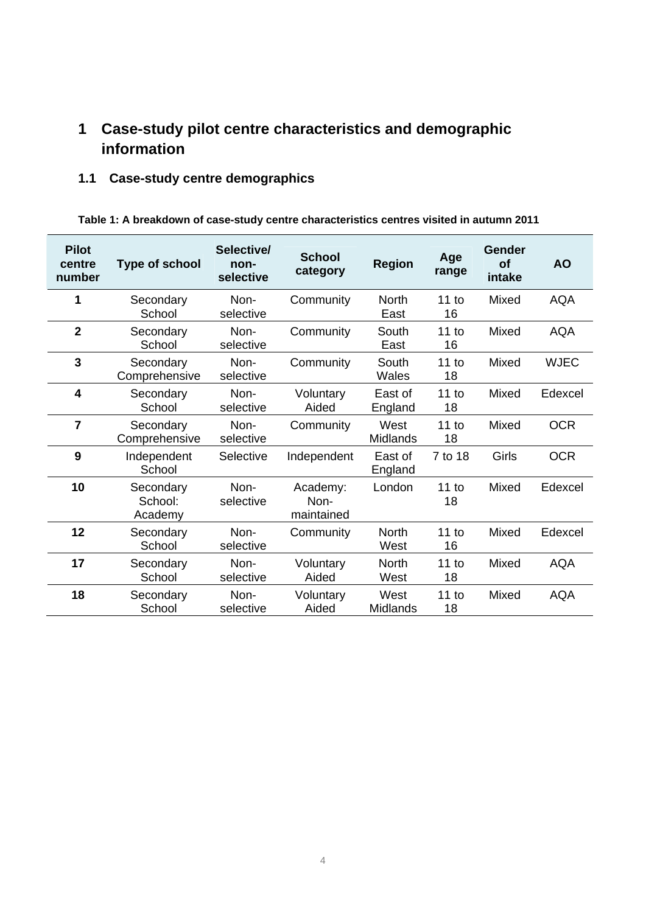# 1 Case-study pilot centre characteristics and demographic information

## 1.1 Case-study centre demographics

**Table 1: A breakdown of case-study centre characteristics centres visited in autumn 2011**

| Pilot centre number | Type of school | Selective/ non-selective | School category | Region | Age range | Gender of intake | AO |
|---|---|---|---|---|---|---|---|
| **1** | Secondary School | Non-selective | Community | North East | 11 to 16 | Mixed | AQA |
| **2** | Secondary School | Non-selective | Community | South East | 11 to 16 | Mixed | AQA |
| **3** | Secondary Comprehensive | Non-selective | Community | South Wales | 11 to 18 | Mixed | WJEC |
| **4** | Secondary School | Non-selective | Voluntary Aided | East of England | 11 to 18 | Mixed | Edexcel |
| **7** | Secondary Comprehensive | Non-selective | Community | West Midlands | 11 to 18 | Mixed | OCR |
| **9** | Independent School | Selective | Independent | East of England | 7 to 18 | Girls | OCR |
| **10** | Secondary School: Academy | Non-selective | Academy: Non-maintained | London | 11 to 18 | Mixed | Edexcel |
| **12** | Secondary School | Non-selective | Community | North West | 11 to 16 | Mixed | Edexcel |
| **17** | Secondary School | Non-selective | Voluntary Aided | North West | 11 to 18 | Mixed | AQA |
| **18** | Secondary School | Non-selective | Voluntary Aided | West Midlands | 11 to 18 | Mixed | AQA |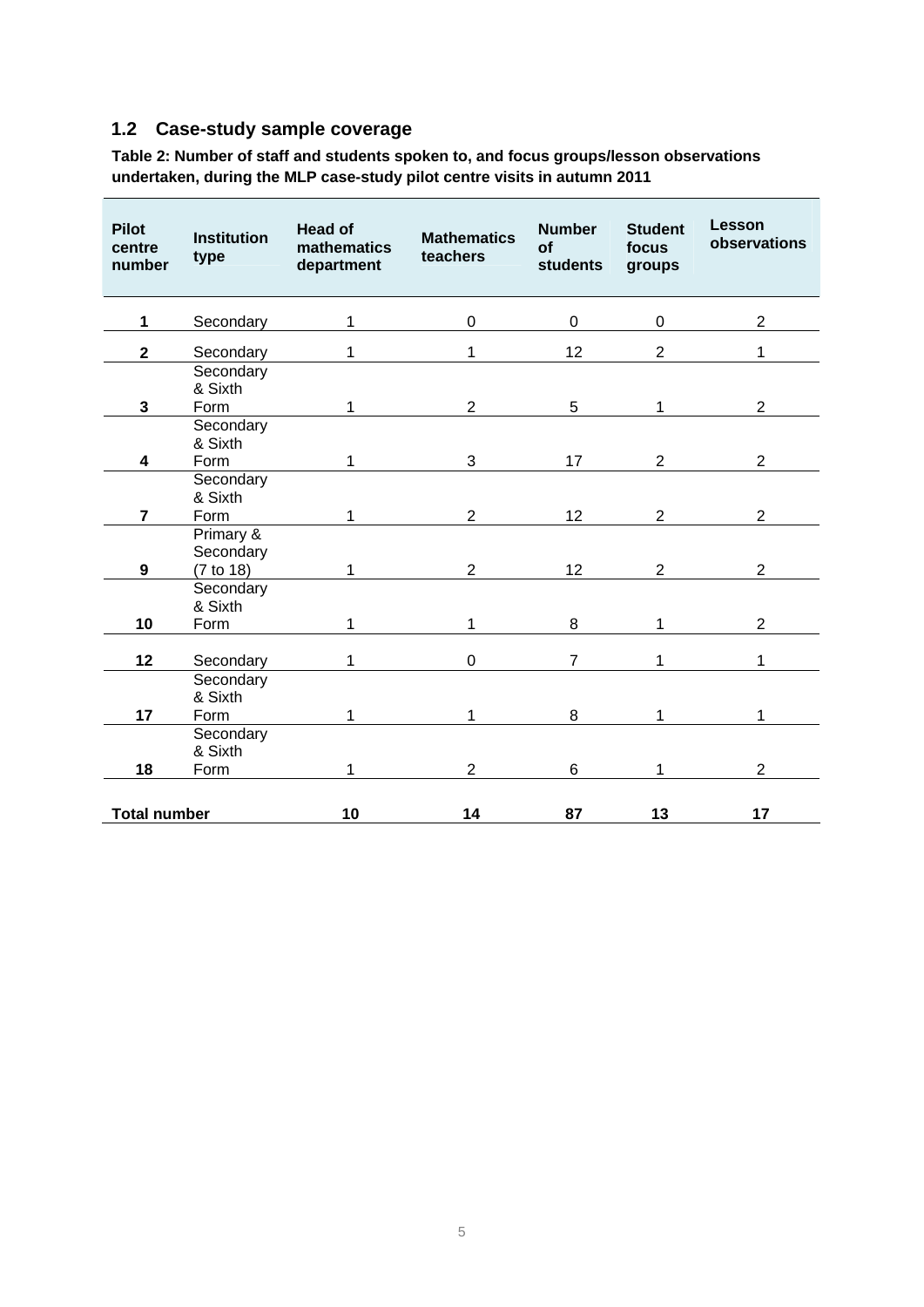## 1.2 Case-study sample coverage

**Table 2: Number of staff and students spoken to, and focus groups/lesson observations undertaken, during the MLP case-study pilot centre visits in autumn 2011**

| Pilot centre number | Institution type | Head of mathematics department | Mathematics teachers | Number of students | Student focus groups | Lesson observations |
|---|---|---|---|---|---|---|
| **1** | Secondary | 1 | 0 | 0 | 0 | 2 |
| **2** | Secondary | 1 | 1 | 12 | 2 | 1 |
| **3** | Secondary & Sixth Form | 1 | 2 | 5 | 1 | 2 |
| **4** | Secondary & Sixth Form | 1 | 3 | 17 | 2 | 2 |
| **7** | Secondary & Sixth Form | 1 | 2 | 12 | 2 | 2 |
| **9** | Primary & Secondary (7 to 18) | 1 | 2 | 12 | 2 | 2 |
| **10** | Secondary & Sixth Form | 1 | 1 | 8 | 1 | 2 |
| **12** | Secondary | 1 | 0 | 7 | 1 | 1 |
| **17** | Secondary & Sixth Form | 1 | 1 | 8 | 1 | 1 |
| **18** | Secondary & Sixth Form | 1 | 2 | 6 | 1 | 2 |
| **Total number** | | **10** | **14** | **87** | **13** | **17** |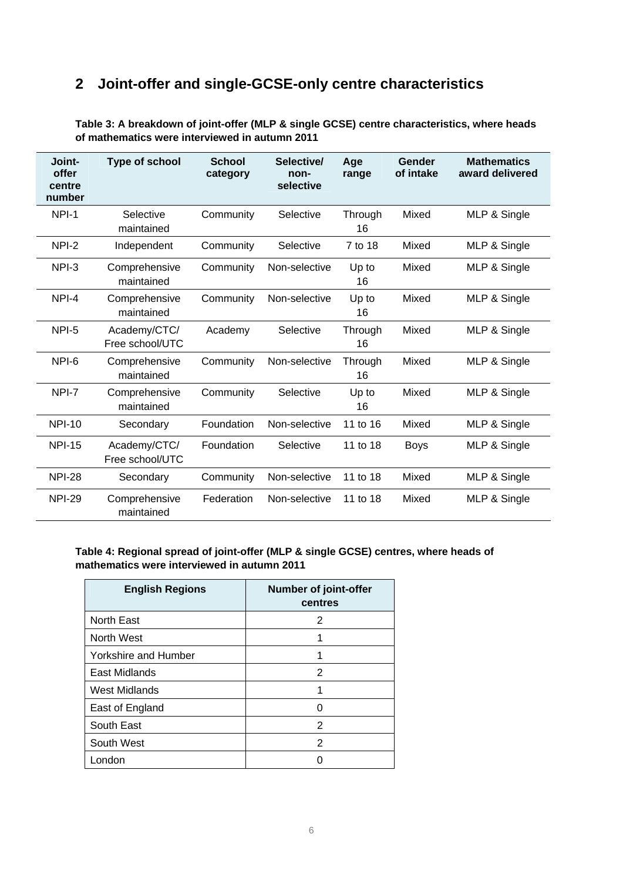## 2 Joint-offer and single-GCSE-only centre characteristics

**Table 3: A breakdown of joint-offer (MLP & single GCSE) centre characteristics, where heads of mathematics were interviewed in autumn 2011**

| Joint-offer centre number | Type of school | School category | Selective/ non-selective | Age range | Gender of intake | Mathematics award delivered |
|---|---|---|---|---|---|---|
| NPI-1 | Selective maintained | Community | Selective | Through 16 | Mixed | MLP & Single |
| NPI-2 | Independent | Community | Selective | 7 to 18 | Mixed | MLP & Single |
| NPI-3 | Comprehensive maintained | Community | Non-selective | Up to 16 | Mixed | MLP & Single |
| NPI-4 | Comprehensive maintained | Community | Non-selective | Up to 16 | Mixed | MLP & Single |
| NPI-5 | Academy/CTC/ Free school/UTC | Academy | Selective | Through 16 | Mixed | MLP & Single |
| NPI-6 | Comprehensive maintained | Community | Non-selective | Through 16 | Mixed | MLP & Single |
| NPI-7 | Comprehensive maintained | Community | Selective | Up to 16 | Mixed | MLP & Single |
| NPI-10 | Secondary | Foundation | Non-selective | 11 to 16 | Mixed | MLP & Single |
| NPI-15 | Academy/CTC/ Free school/UTC | Foundation | Selective | 11 to 18 | Boys | MLP & Single |
| NPI-28 | Secondary | Community | Non-selective | 11 to 18 | Mixed | MLP & Single |
| NPI-29 | Comprehensive maintained | Federation | Non-selective | 11 to 18 | Mixed | MLP & Single |

**Table 4: Regional spread of joint-offer (MLP & single GCSE) centres, where heads of mathematics were interviewed in autumn 2011**

| English Regions | Number of joint-offer centres |
|---|---|
| North East | 2 |
| North West | 1 |
| Yorkshire and Humber | 1 |
| East Midlands | 2 |
| West Midlands | 1 |
| East of England | 0 |
| South East | 2 |
| South West | 2 |
| London | 0 |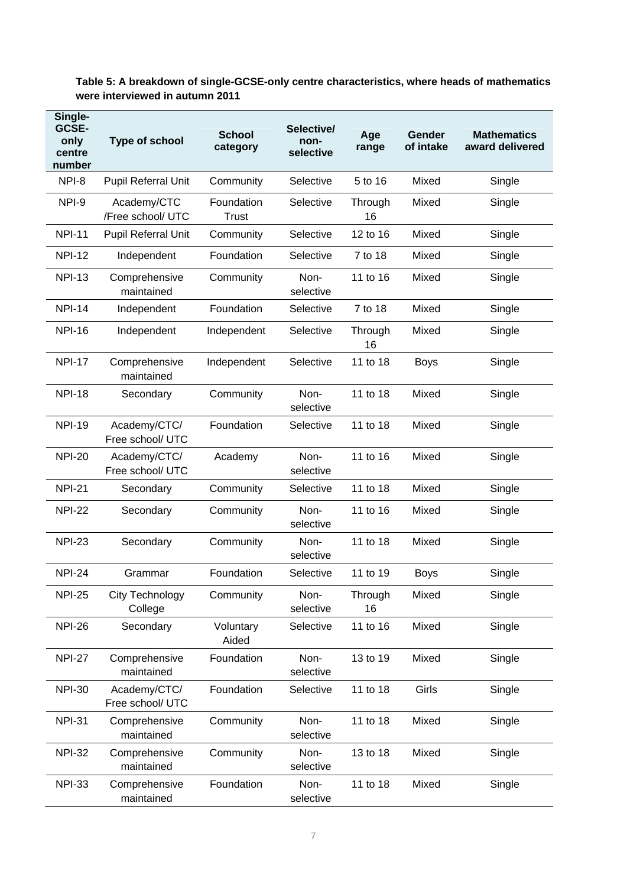**Table 5: A breakdown of single-GCSE-only centre characteristics, where heads of mathematics were interviewed in autumn 2011**

| Single-GCSE-only centre number | Type of school | School category | Selective/ non-selective | Age range | Gender of intake | Mathematics award delivered |
|---|---|---|---|---|---|---|
| NPI-8 | Pupil Referral Unit | Community | Selective | 5 to 16 | Mixed | Single |
| NPI-9 | Academy/CTC /Free school/ UTC | Foundation Trust | Selective | Through 16 | Mixed | Single |
| NPI-11 | Pupil Referral Unit | Community | Selective | 12 to 16 | Mixed | Single |
| NPI-12 | Independent | Foundation | Selective | 7 to 18 | Mixed | Single |
| NPI-13 | Comprehensive maintained | Community | Non-selective | 11 to 16 | Mixed | Single |
| NPI-14 | Independent | Foundation | Selective | 7 to 18 | Mixed | Single |
| NPI-16 | Independent | Independent | Selective | Through 16 | Mixed | Single |
| NPI-17 | Comprehensive maintained | Independent | Selective | 11 to 18 | Boys | Single |
| NPI-18 | Secondary | Community | Non-selective | 11 to 18 | Mixed | Single |
| NPI-19 | Academy/CTC/ Free school/ UTC | Foundation | Selective | 11 to 18 | Mixed | Single |
| NPI-20 | Academy/CTC/ Free school/ UTC | Academy | Non-selective | 11 to 16 | Mixed | Single |
| NPI-21 | Secondary | Community | Selective | 11 to 18 | Mixed | Single |
| NPI-22 | Secondary | Community | Non-selective | 11 to 16 | Mixed | Single |
| NPI-23 | Secondary | Community | Non-selective | 11 to 18 | Mixed | Single |
| NPI-24 | Grammar | Foundation | Selective | 11 to 19 | Boys | Single |
| NPI-25 | City Technology College | Community | Non-selective | Through 16 | Mixed | Single |
| NPI-26 | Secondary | Voluntary Aided | Selective | 11 to 16 | Mixed | Single |
| NPI-27 | Comprehensive maintained | Foundation | Non-selective | 13 to 19 | Mixed | Single |
| NPI-30 | Academy/CTC/ Free school/ UTC | Foundation | Selective | 11 to 18 | Girls | Single |
| NPI-31 | Comprehensive maintained | Community | Non-selective | 11 to 18 | Mixed | Single |
| NPI-32 | Comprehensive maintained | Community | Non-selective | 13 to 18 | Mixed | Single |
| NPI-33 | Comprehensive maintained | Foundation | Non-selective | 11 to 18 | Mixed | Single |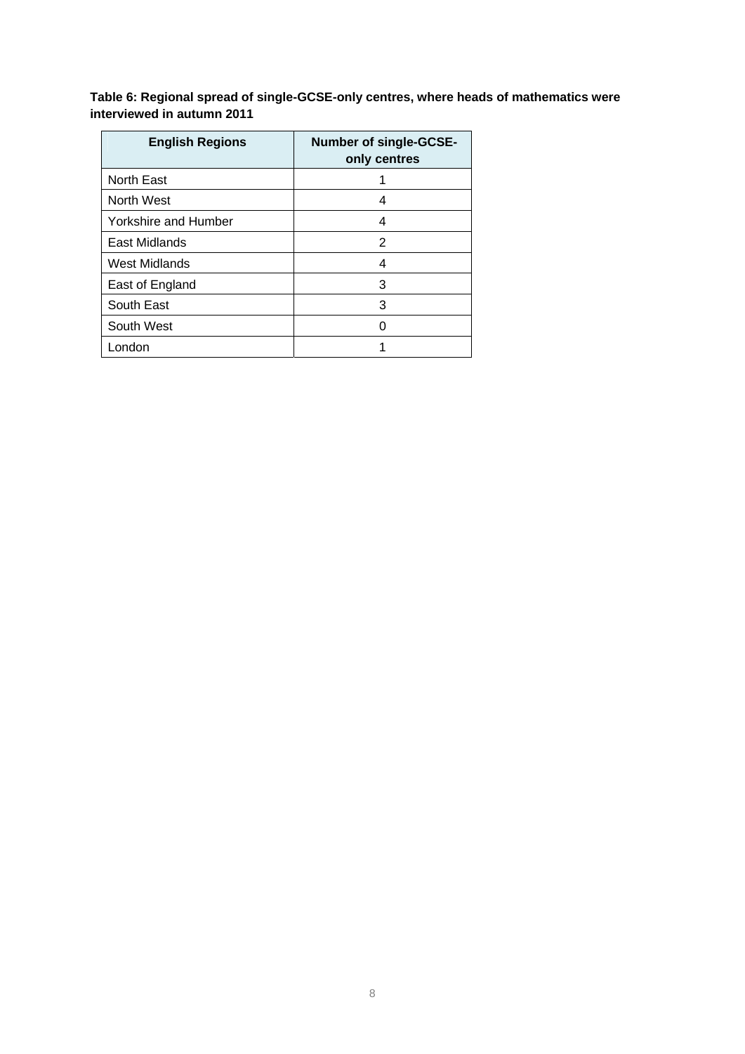**Table 6: Regional spread of single-GCSE-only centres, where heads of mathematics were interviewed in autumn 2011**

| English Regions | Number of single-GCSE-only centres |
|---|---|
| North East | 1 |
| North West | 4 |
| Yorkshire and Humber | 4 |
| East Midlands | 2 |
| West Midlands | 4 |
| East of England | 3 |
| South East | 3 |
| South West | 0 |
| London | 1 |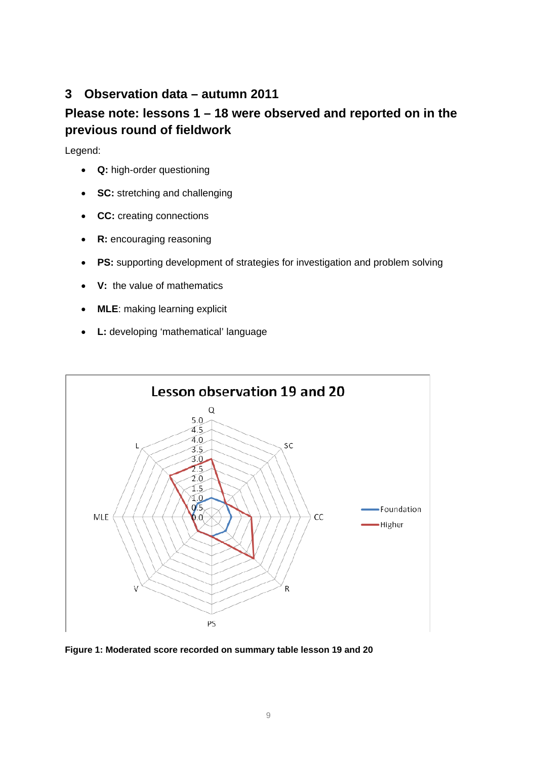## 3 Observation data – autumn 2011

### Please note: lessons 1 – 18 were observed and reported on in the previous round of fieldwork

Legend:

- **Q:** high-order questioning
- **SC:** stretching and challenging
- **CC:** creating connections
- **R:** encouraging reasoning
- **PS:** supporting development of strategies for investigation and problem solving
- **V:** the value of mathematics
- **MLE**: making learning explicit
- **L:** developing 'mathematical' language

**Figure 1: Moderated score recorded on summary table lesson 19 and 20**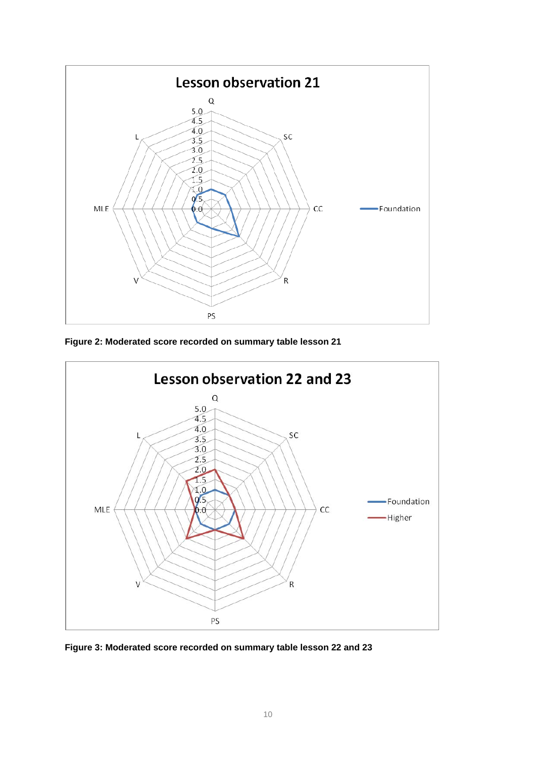**Figure 2: Moderated score recorded on summary table lesson 21**

**Figure 3: Moderated score recorded on summary table lesson 22 and 23**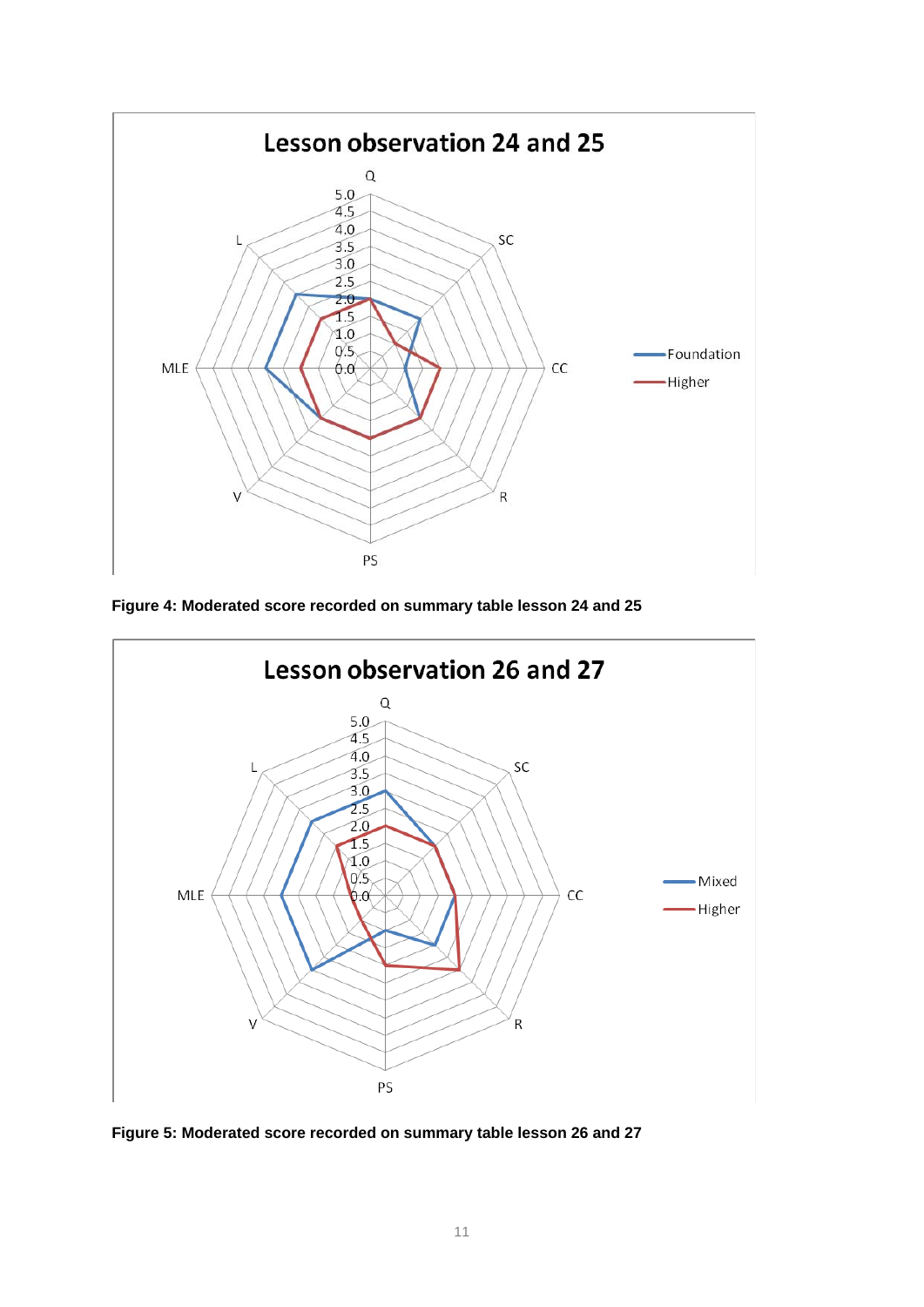**Figure 4: Moderated score recorded on summary table lesson 24 and 25**

**Figure 5: Moderated score recorded on summary table lesson 26 and 27**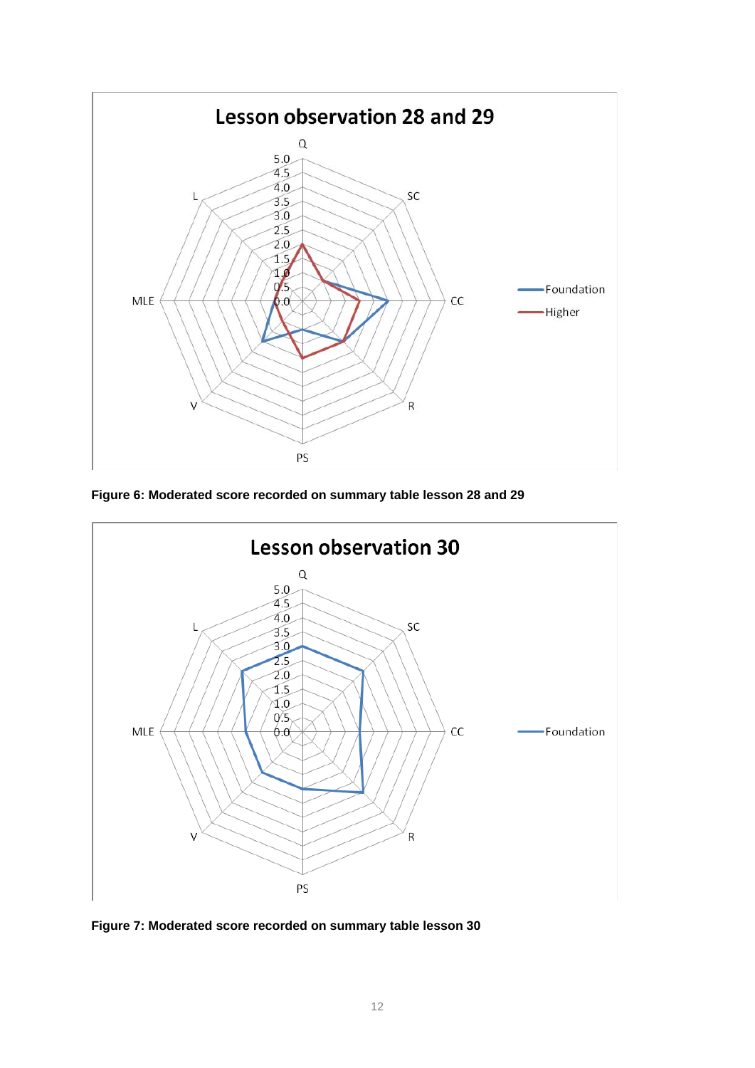Figure 6: Moderated score recorded on summary table lesson 28 and 29

Figure 7: Moderated score recorded on summary table lesson 30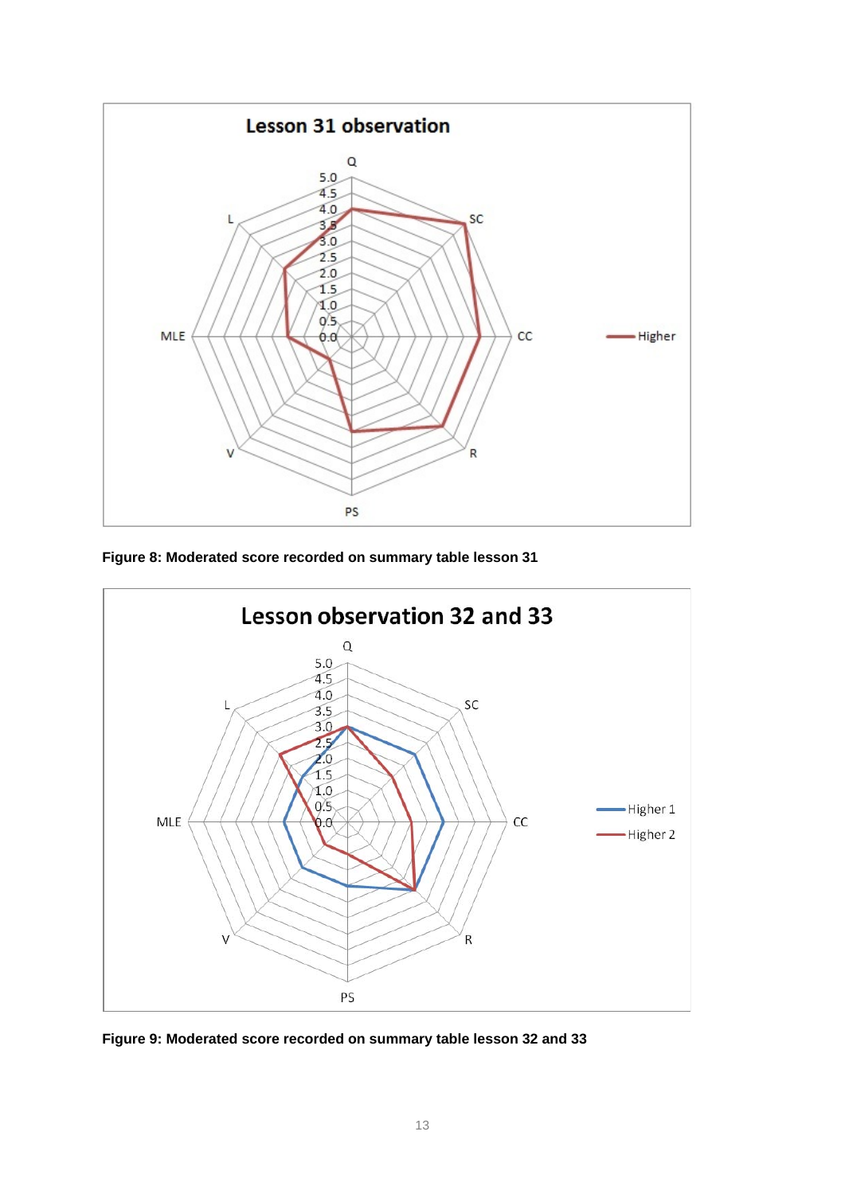Figure 8: Moderated score recorded on summary table lesson 31

Figure 9: Moderated score recorded on summary table lesson 32 and 33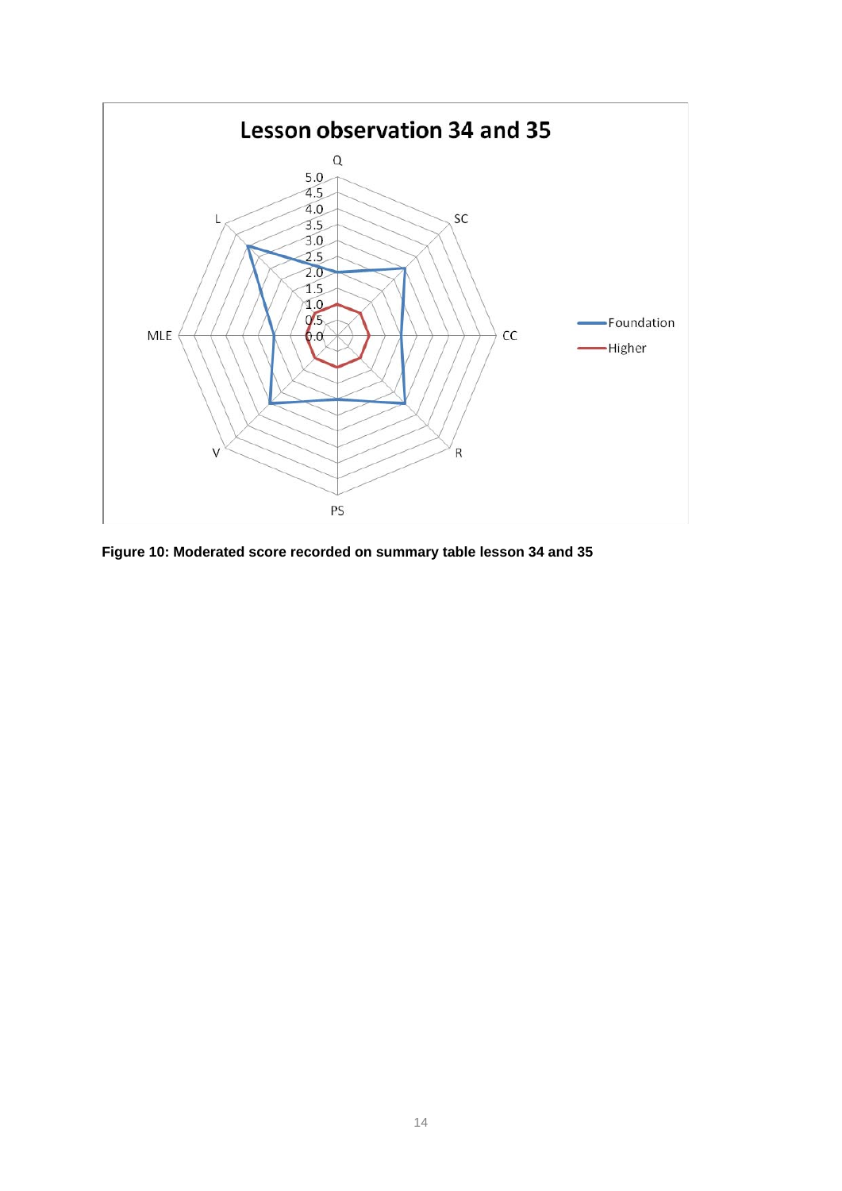Figure 10: Moderated score recorded on summary table lesson 34 and 35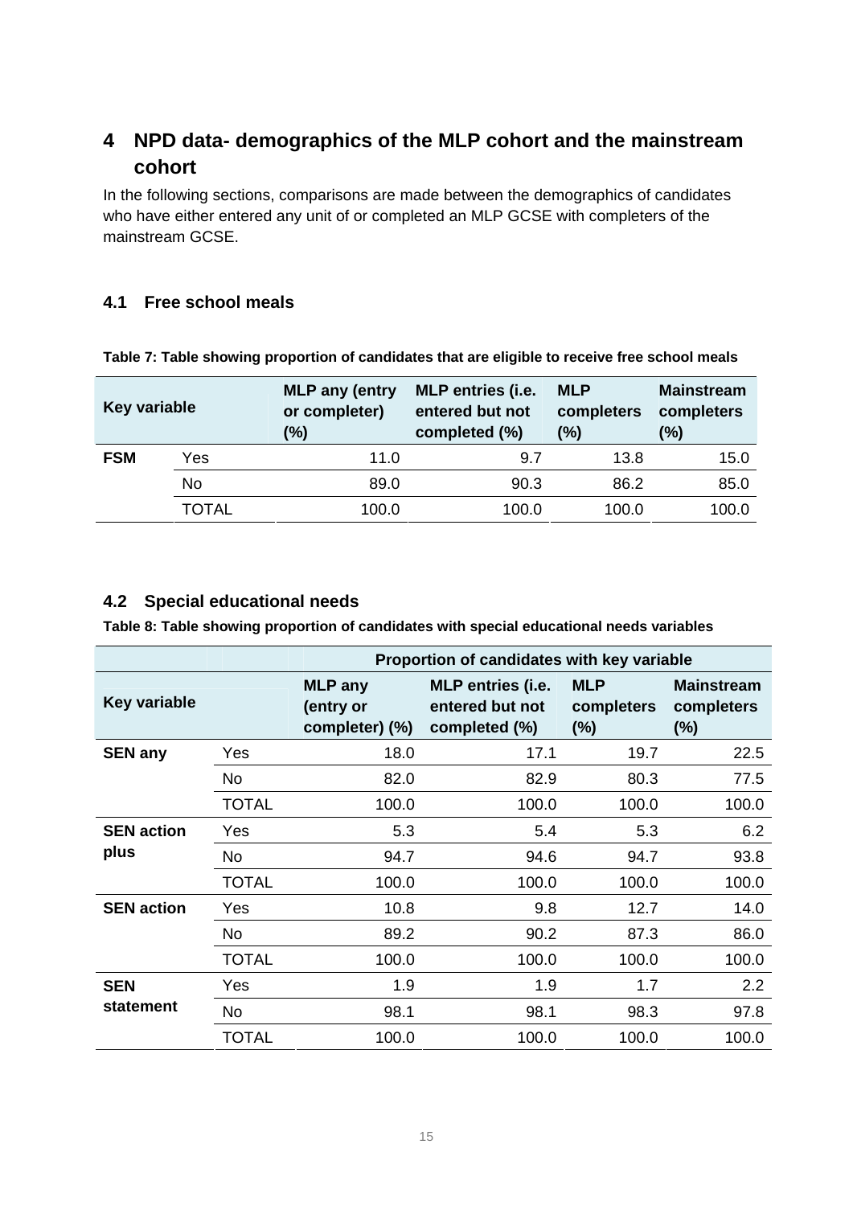## 4 NPD data- demographics of the MLP cohort and the mainstream cohort

In the following sections, comparisons are made between the demographics of candidates who have either entered any unit of or completed an MLP GCSE with completers of the mainstream GCSE.

### 4.1 Free school meals

**Table 7: Table showing proportion of candidates that are eligible to receive free school meals**

| Key variable | | MLP any (entry or completer) (%) | MLP entries (i.e. entered but not completed (%) | MLP completers (%) | Mainstream completers (%) |
|---|---|---|---|---|---|
| **FSM** | Yes | 11.0 | 9.7 | 13.8 | 15.0 |
| | No | 89.0 | 90.3 | 86.2 | 85.0 |
| | TOTAL | 100.0 | 100.0 | 100.0 | 100.0 |

### 4.2 Special educational needs

**Table 8: Table showing proportion of candidates with special educational needs variables**

| | | Proportion of candidates with key variable | | | |
|---|---|---|---|---|---|
| **Key variable** | | **MLP any (entry or completer) (%)** | **MLP entries (i.e. entered but not completed (%)** | **MLP completers (%)** | **Mainstream completers (%)** |
| **SEN any** | Yes | 18.0 | 17.1 | 19.7 | 22.5 |
| | No | 82.0 | 82.9 | 80.3 | 77.5 |
| | TOTAL | 100.0 | 100.0 | 100.0 | 100.0 |
| **SEN action plus** | Yes | 5.3 | 5.4 | 5.3 | 6.2 |
| | No | 94.7 | 94.6 | 94.7 | 93.8 |
| | TOTAL | 100.0 | 100.0 | 100.0 | 100.0 |
| **SEN action** | Yes | 10.8 | 9.8 | 12.7 | 14.0 |
| | No | 89.2 | 90.2 | 87.3 | 86.0 |
| | TOTAL | 100.0 | 100.0 | 100.0 | 100.0 |
| **SEN statement** | Yes | 1.9 | 1.9 | 1.7 | 2.2 |
| | No | 98.1 | 98.1 | 98.3 | 97.8 |
| | TOTAL | 100.0 | 100.0 | 100.0 | 100.0 |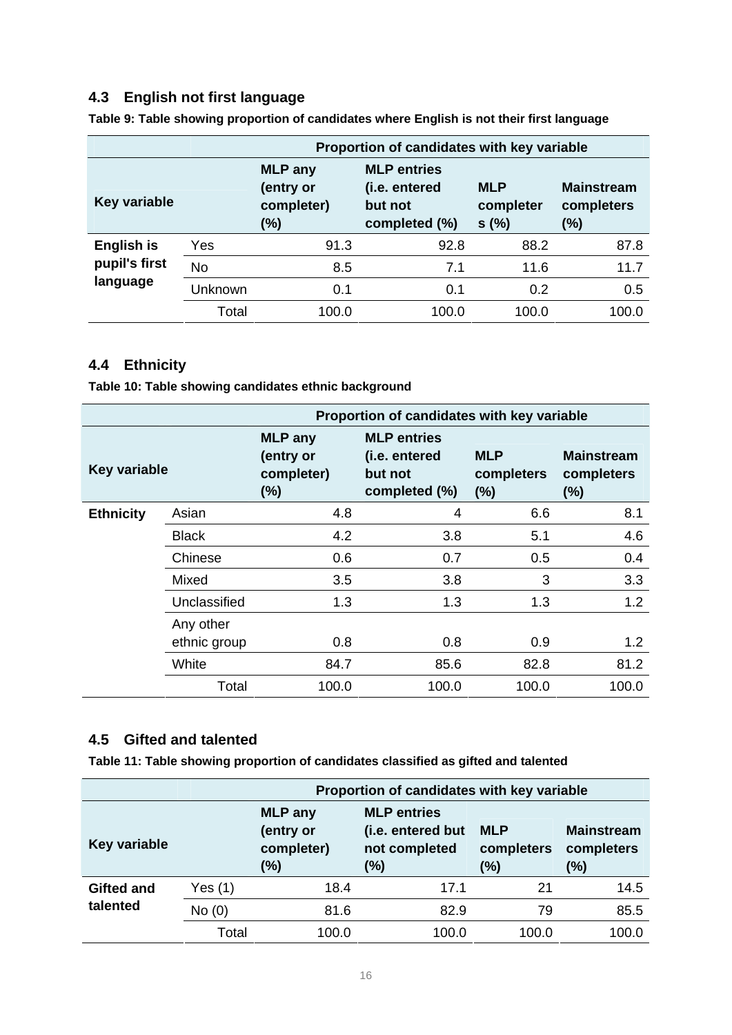## 4.3 English not first language

**Table 9: Table showing proportion of candidates where English is not their first language**

| Key variable | | Proportion of candidates with key variable | | | |
|---|---|---|---|---|---|
| | | MLP any (entry or completer) (%) | MLP entries (i.e. entered but not completed (%) | MLP completer s (%) | Mainstream completers (%) |
| English is pupil's first language | Yes | 91.3 | 92.8 | 88.2 | 87.8 |
| | No | 8.5 | 7.1 | 11.6 | 11.7 |
| | Unknown | 0.1 | 0.1 | 0.2 | 0.5 |
| | Total | 100.0 | 100.0 | 100.0 | 100.0 |

## 4.4 Ethnicity

**Table 10: Table showing candidates ethnic background**

| Key variable | | Proportion of candidates with key variable | | | |
|---|---|---|---|---|---|
| | | MLP any (entry or completer) (%) | MLP entries (i.e. entered but not completed (%) | MLP completers (%) | Mainstream completers (%) |
| Ethnicity | Asian | 4.8 | 4 | 6.6 | 8.1 |
| | Black | 4.2 | 3.8 | 5.1 | 4.6 |
| | Chinese | 0.6 | 0.7 | 0.5 | 0.4 |
| | Mixed | 3.5 | 3.8 | 3 | 3.3 |
| | Unclassified | 1.3 | 1.3 | 1.3 | 1.2 |
| | Any other ethnic group | 0.8 | 0.8 | 0.9 | 1.2 |
| | White | 84.7 | 85.6 | 82.8 | 81.2 |
| | Total | 100.0 | 100.0 | 100.0 | 100.0 |

## 4.5 Gifted and talented

**Table 11: Table showing proportion of candidates classified as gifted and talented**

| Key variable | | Proportion of candidates with key variable | | | |
|---|---|---|---|---|---|
| | | MLP any (entry or completer) (%) | MLP entries (i.e. entered but not completed (%) | MLP completers (%) | Mainstream completers (%) |
| Gifted and talented | Yes (1) | 18.4 | 17.1 | 21 | 14.5 |
| | No (0) | 81.6 | 82.9 | 79 | 85.5 |
| | Total | 100.0 | 100.0 | 100.0 | 100.0 |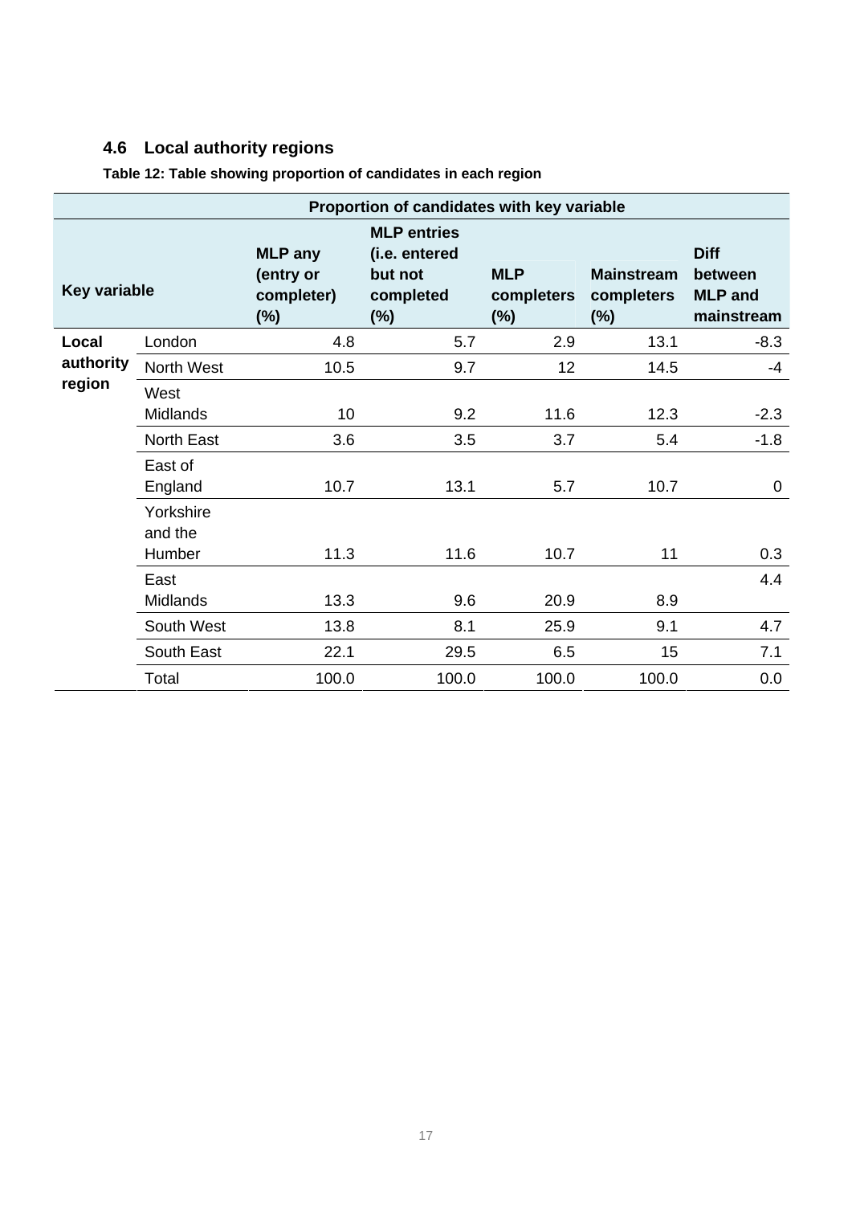## 4.6 Local authority regions

**Table 12: Table showing proportion of candidates in each region**

| | | Proportion of candidates with key variable | | | | |
|---|---|---|---|---|---|---|
| **Key variable** | | **MLP any (entry or completer) (%)** | **MLP entries (i.e. entered but not completed (%)** | **MLP completers (%)** | **Mainstream completers (%)** | **Diff between MLP and mainstream** |
| **Local authority region** | London | 4.8 | 5.7 | 2.9 | 13.1 | -8.3 |
| | North West | 10.5 | 9.7 | 12 | 14.5 | -4 |
| | West Midlands | 10 | 9.2 | 11.6 | 12.3 | -2.3 |
| | North East | 3.6 | 3.5 | 3.7 | 5.4 | -1.8 |
| | East of England | 10.7 | 13.1 | 5.7 | 10.7 | 0 |
| | Yorkshire and the Humber | 11.3 | 11.6 | 10.7 | 11 | 0.3 |
| | East Midlands | 13.3 | 9.6 | 20.9 | 8.9 | 4.4 |
| | South West | 13.8 | 8.1 | 25.9 | 9.1 | 4.7 |
| | South East | 22.1 | 29.5 | 6.5 | 15 | 7.1 |
| | Total | 100.0 | 100.0 | 100.0 | 100.0 | 0.0 |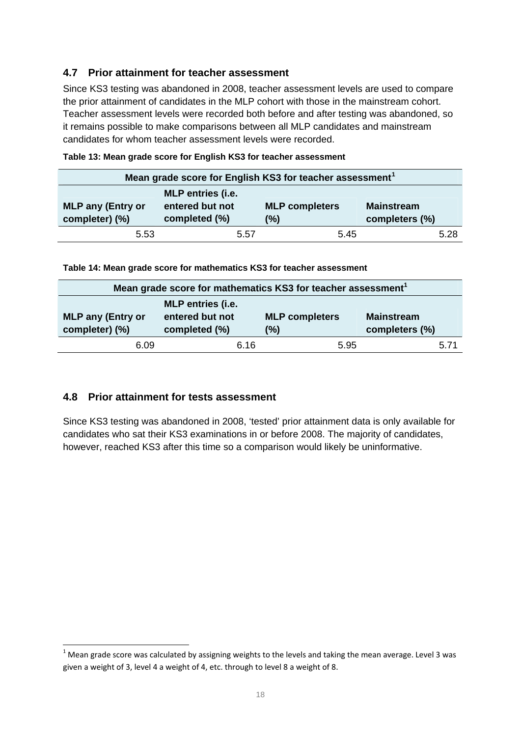## 4.7 Prior attainment for teacher assessment

Since KS3 testing was abandoned in 2008, teacher assessment levels are used to compare the prior attainment of candidates in the MLP cohort with those in the mainstream cohort. Teacher assessment levels were recorded both before and after testing was abandoned, so it remains possible to make comparisons between all MLP candidates and mainstream candidates for whom teacher assessment levels were recorded.

**Table 13: Mean grade score for English KS3 for teacher assessment**

| Mean grade score for English KS3 for teacher assessment[1] | | | |
|---|---|---|---|
| MLP any (Entry or completer) (%) | MLP entries (i.e. entered but not completed (%) | MLP completers (%) | Mainstream completers (%) |
| 5.53 | 5.57 | 5.45 | 5.28 |

**Table 14: Mean grade score for mathematics KS3 for teacher assessment**

| Mean grade score for mathematics KS3 for teacher assessment[1] | | | |
|---|---|---|---|
| MLP any (Entry or completer) (%) | MLP entries (i.e. entered but not completed (%) | MLP completers (%) | Mainstream completers (%) |
| 6.09 | 6.16 | 5.95 | 5.71 |

## 4.8 Prior attainment for tests assessment

Since KS3 testing was abandoned in 2008, 'tested' prior attainment data is only available for candidates who sat their KS3 examinations in or before 2008. The majority of candidates, however, reached KS3 after this time so a comparison would likely be uninformative.

[1] Mean grade score was calculated by assigning weights to the levels and taking the mean average. Level 3 was given a weight of 3, level 4 a weight of 4, etc. through to level 8 a weight of 8.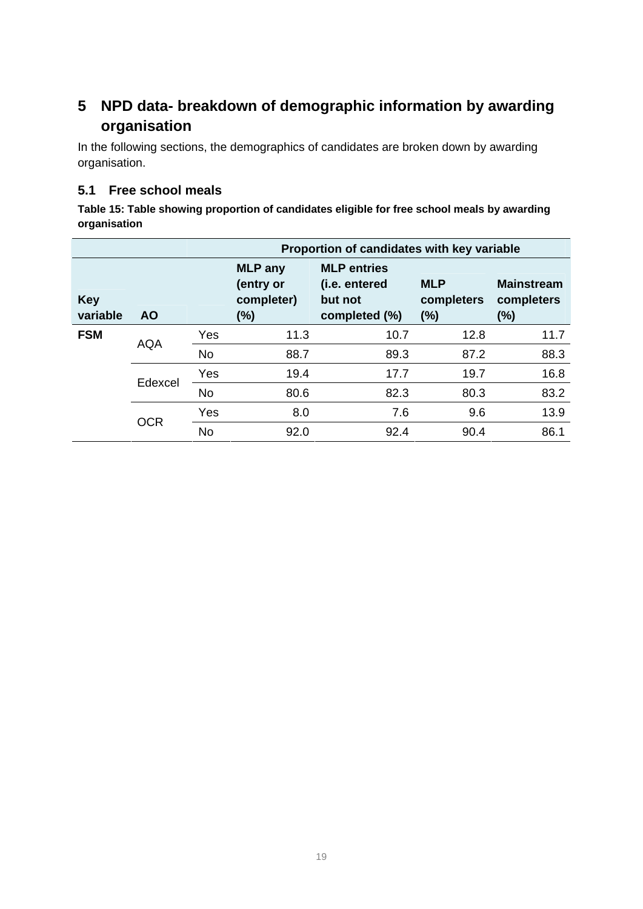# 5 NPD data- breakdown of demographic information by awarding organisation

In the following sections, the demographics of candidates are broken down by awarding organisation.

## 5.1 Free school meals

**Table 15: Table showing proportion of candidates eligible for free school meals by awarding organisation**

| | | | Proportion of candidates with key variable | | | |
|---|---|---|---|---|---|---|
| **Key variable** | **AO** | | **MLP any (entry or completer) (%)** | **MLP entries (i.e. entered but not completed (%)** | **MLP completers (%)** | **Mainstream completers (%)** |
| **FSM** | AQA | Yes | 11.3 | 10.7 | 12.8 | 11.7 |
| | | No | 88.7 | 89.3 | 87.2 | 88.3 |
| | Edexcel | Yes | 19.4 | 17.7 | 19.7 | 16.8 |
| | | No | 80.6 | 82.3 | 80.3 | 83.2 |
| | OCR | Yes | 8.0 | 7.6 | 9.6 | 13.9 |
| | | No | 92.0 | 92.4 | 90.4 | 86.1 |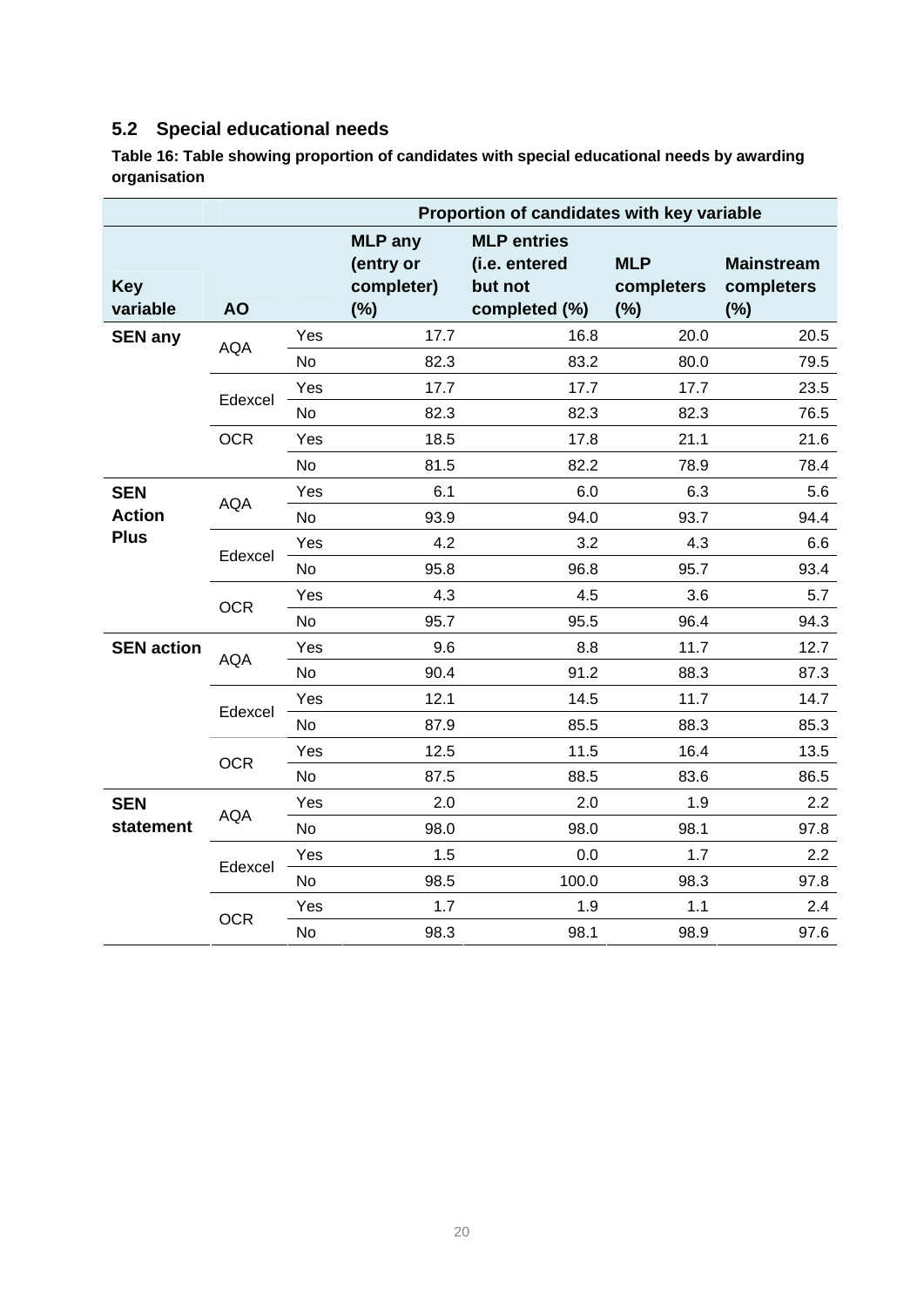## 5.2 Special educational needs

**Table 16: Table showing proportion of candidates with special educational needs by awarding organisation**

| | | | Proportion of candidates with key variable | | | |
|---|---|---|---|---|---|---|
| **Key variable** | **AO** | | **MLP any (entry or completer) (%)** | **MLP entries (i.e. entered but not completed (%)** | **MLP completers (%)** | **Mainstream completers (%)** |
| **SEN any** | AQA | Yes | 17.7 | 16.8 | 20.0 | 20.5 |
| | | No | 82.3 | 83.2 | 80.0 | 79.5 |
| | Edexcel | Yes | 17.7 | 17.7 | 17.7 | 23.5 |
| | | No | 82.3 | 82.3 | 82.3 | 76.5 |
| | OCR | Yes | 18.5 | 17.8 | 21.1 | 21.6 |
| | | No | 81.5 | 82.2 | 78.9 | 78.4 |
| **SEN Action Plus** | AQA | Yes | 6.1 | 6.0 | 6.3 | 5.6 |
| | | No | 93.9 | 94.0 | 93.7 | 94.4 |
| | Edexcel | Yes | 4.2 | 3.2 | 4.3 | 6.6 |
| | | No | 95.8 | 96.8 | 95.7 | 93.4 |
| | OCR | Yes | 4.3 | 4.5 | 3.6 | 5.7 |
| | | No | 95.7 | 95.5 | 96.4 | 94.3 |
| **SEN action** | AQA | Yes | 9.6 | 8.8 | 11.7 | 12.7 |
| | | No | 90.4 | 91.2 | 88.3 | 87.3 |
| | Edexcel | Yes | 12.1 | 14.5 | 11.7 | 14.7 |
| | | No | 87.9 | 85.5 | 88.3 | 85.3 |
| | OCR | Yes | 12.5 | 11.5 | 16.4 | 13.5 |
| | | No | 87.5 | 88.5 | 83.6 | 86.5 |
| **SEN statement** | AQA | Yes | 2.0 | 2.0 | 1.9 | 2.2 |
| | | No | 98.0 | 98.0 | 98.1 | 97.8 |
| | Edexcel | Yes | 1.5 | 0.0 | 1.7 | 2.2 |
| | | No | 98.5 | 100.0 | 98.3 | 97.8 |
| | OCR | Yes | 1.7 | 1.9 | 1.1 | 2.4 |
| | | No | 98.3 | 98.1 | 98.9 | 97.6 |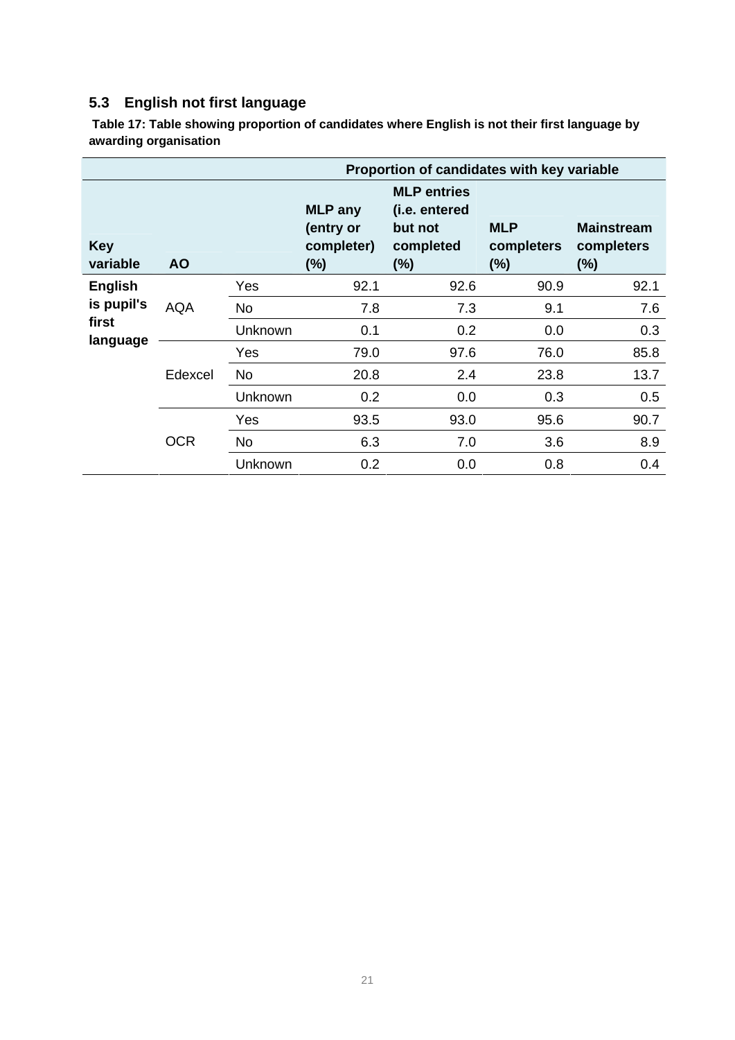### 5.3 English not first language

**Table 17: Table showing proportion of candidates where English is not their first language by awarding organisation**

| | | | Proportion of candidates with key variable | | | |
|---|---|---|---|---|---|---|
| **Key variable** | **AO** | | **MLP any (entry or completer) (%)** | **MLP entries (i.e. entered but not completed (%)** | **MLP completers (%)** | **Mainstream completers (%)** |
| **English is pupil's first language** | AQA | Yes | 92.1 | 92.6 | 90.9 | 92.1 |
| | | No | 7.8 | 7.3 | 9.1 | 7.6 |
| | | Unknown | 0.1 | 0.2 | 0.0 | 0.3 |
| | Edexcel | Yes | 79.0 | 97.6 | 76.0 | 85.8 |
| | | No | 20.8 | 2.4 | 23.8 | 13.7 |
| | | Unknown | 0.2 | 0.0 | 0.3 | 0.5 |
| | OCR | Yes | 93.5 | 93.0 | 95.6 | 90.7 |
| | | No | 6.3 | 7.0 | 3.6 | 8.9 |
| | | Unknown | 0.2 | 0.0 | 0.8 | 0.4 |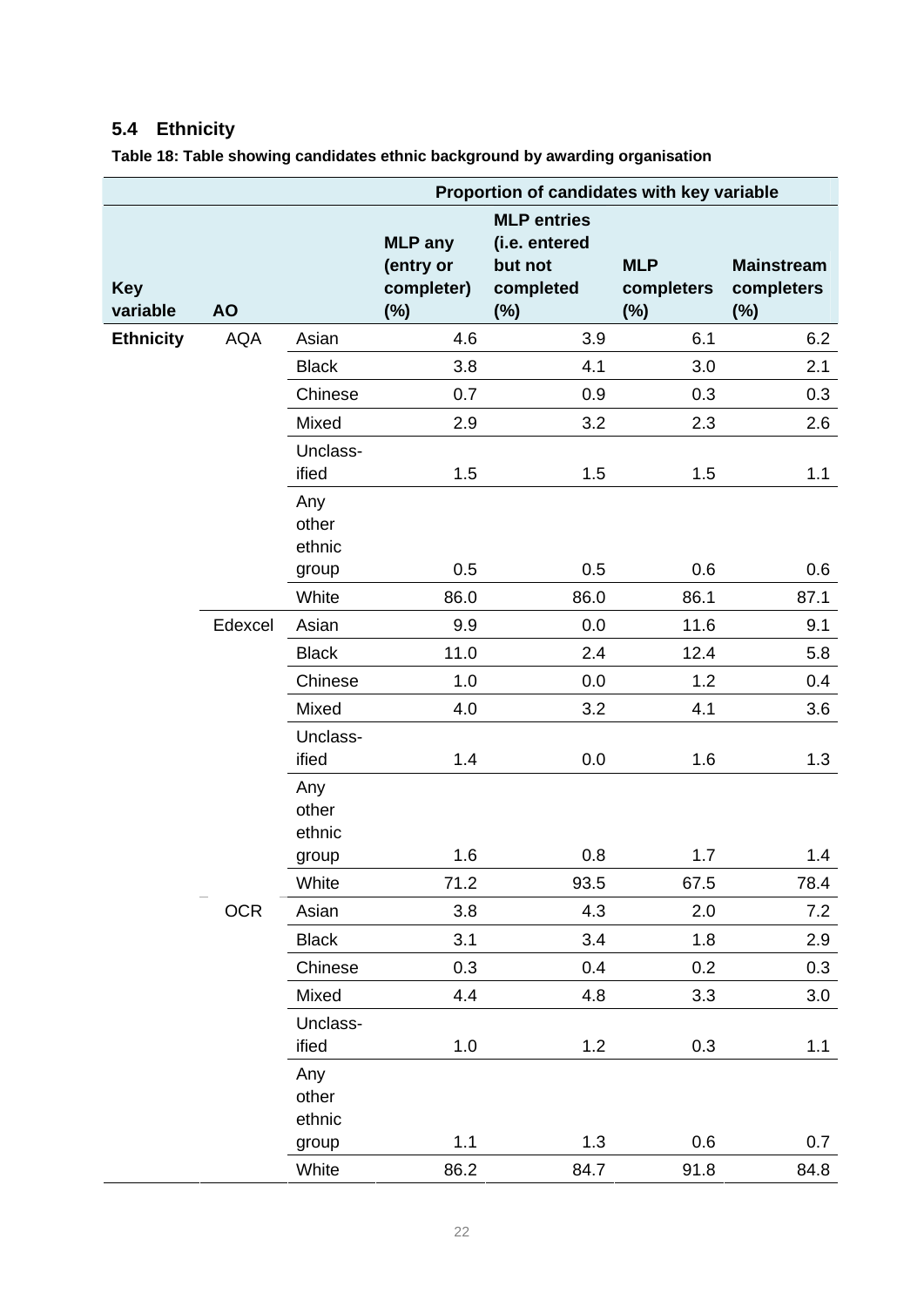## 5.4 Ethnicity

**Table 18: Table showing candidates ethnic background by awarding organisation**

| | | | Proportion of candidates with key variable | | | |
|---|---|---|---|---|---|---|
| **Key variable** | **AO** | | **MLP any (entry or completer) (%)** | **MLP entries (i.e. entered but not completed (%)** | **MLP completers (%)** | **Mainstream completers (%)** |
| **Ethnicity** | AQA | Asian | 4.6 | 3.9 | 6.1 | 6.2 |
| | | Black | 3.8 | 4.1 | 3.0 | 2.1 |
| | | Chinese | 0.7 | 0.9 | 0.3 | 0.3 |
| | | Mixed | 2.9 | 3.2 | 2.3 | 2.6 |
| | | Unclassified | 1.5 | 1.5 | 1.5 | 1.1 |
| | | Any other ethnic group | 0.5 | 0.5 | 0.6 | 0.6 |
| | | White | 86.0 | 86.0 | 86.1 | 87.1 |
| | Edexcel | Asian | 9.9 | 0.0 | 11.6 | 9.1 |
| | | Black | 11.0 | 2.4 | 12.4 | 5.8 |
| | | Chinese | 1.0 | 0.0 | 1.2 | 0.4 |
| | | Mixed | 4.0 | 3.2 | 4.1 | 3.6 |
| | | Unclassified | 1.4 | 0.0 | 1.6 | 1.3 |
| | | Any other ethnic group | 1.6 | 0.8 | 1.7 | 1.4 |
| | | White | 71.2 | 93.5 | 67.5 | 78.4 |
| | OCR | Asian | 3.8 | 4.3 | 2.0 | 7.2 |
| | | Black | 3.1 | 3.4 | 1.8 | 2.9 |
| | | Chinese | 0.3 | 0.4 | 0.2 | 0.3 |
| | | Mixed | 4.4 | 4.8 | 3.3 | 3.0 |
| | | Unclassified | 1.0 | 1.2 | 0.3 | 1.1 |
| | | Any other ethnic group | 1.1 | 1.3 | 0.6 | 0.7 |
| | | White | 86.2 | 84.7 | 91.8 | 84.8 |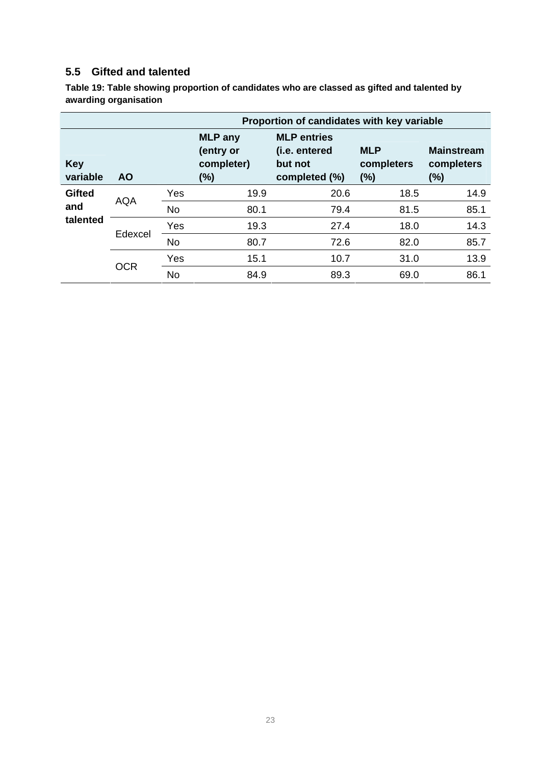## 5.5 Gifted and talented

**Table 19: Table showing proportion of candidates who are classed as gifted and talented by awarding organisation**

| | | | Proportion of candidates with key variable | | | |
|---|---|---|---|---|---|---|
| **Key variable** | **AO** | | **MLP any (entry or completer) (%)** | **MLP entries (i.e. entered but not completed (%)** | **MLP completers (%)** | **Mainstream completers (%)** |
| **Gifted and talented** | AQA | Yes | 19.9 | 20.6 | 18.5 | 14.9 |
| | | No | 80.1 | 79.4 | 81.5 | 85.1 |
| | Edexcel | Yes | 19.3 | 27.4 | 18.0 | 14.3 |
| | | No | 80.7 | 72.6 | 82.0 | 85.7 |
| | OCR | Yes | 15.1 | 10.7 | 31.0 | 13.9 |
| | | No | 84.9 | 89.3 | 69.0 | 86.1 |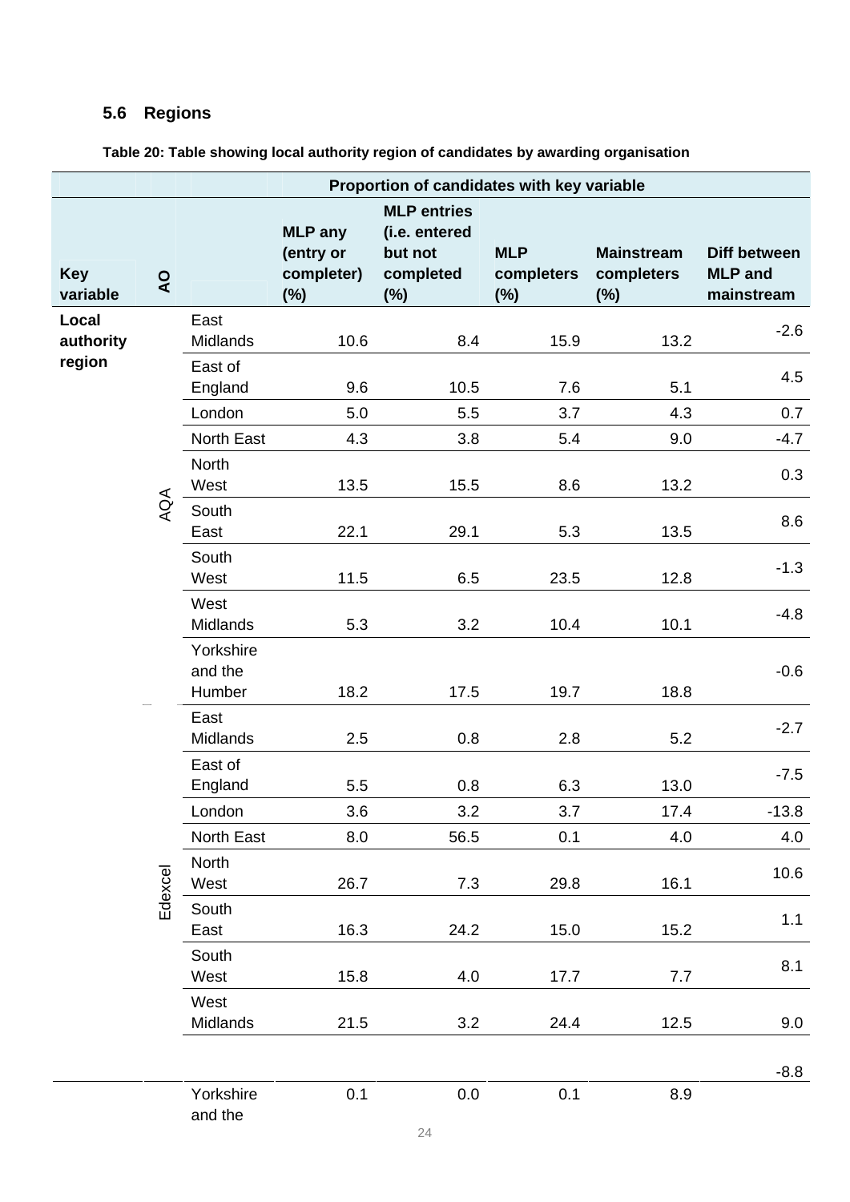## 5.6 Regions

**Table 20: Table showing local authority region of candidates by awarding organisation**

| Key variable | AO | | Proportion of candidates with key variable | | | | |
|---|---|---|---|---|---|---|---|
| | | | **MLP any (entry or completer) (%)** | **MLP entries (i.e. entered but not completed (%)** | **MLP completers (%)** | **Mainstream completers (%)** | **Diff between MLP and mainstream** |
| **Local authority region** | AQA | East Midlands | 10.6 | 8.4 | 15.9 | 13.2 | -2.6 |
| | | East of England | 9.6 | 10.5 | 7.6 | 5.1 | 4.5 |
| | | London | 5.0 | 5.5 | 3.7 | 4.3 | 0.7 |
| | | North East | 4.3 | 3.8 | 5.4 | 9.0 | -4.7 |
| | | North West | 13.5 | 15.5 | 8.6 | 13.2 | 0.3 |
| | | South East | 22.1 | 29.1 | 5.3 | 13.5 | 8.6 |
| | | South West | 11.5 | 6.5 | 23.5 | 12.8 | -1.3 |
| | | West Midlands | 5.3 | 3.2 | 10.4 | 10.1 | -4.8 |
| | | Yorkshire and the Humber | 18.2 | 17.5 | 19.7 | 18.8 | -0.6 |
| | Edexcel | East Midlands | 2.5 | 0.8 | 2.8 | 5.2 | -2.7 |
| | | East of England | 5.5 | 0.8 | 6.3 | 13.0 | -7.5 |
| | | London | 3.6 | 3.2 | 3.7 | 17.4 | -13.8 |
| | | North East | 8.0 | 56.5 | 0.1 | 4.0 | 4.0 |
| | | North West | 26.7 | 7.3 | 29.8 | 16.1 | 10.6 |
| | | South East | 16.3 | 24.2 | 15.0 | 15.2 | 1.1 |
| | | South West | 15.8 | 4.0 | 17.7 | 7.7 | 8.1 |
| | | West Midlands | 21.5 | 3.2 | 24.4 | 12.5 | 9.0 |
| | | Yorkshire and the | 0.1 | 0.0 | 0.1 | 8.9 | -8.8 |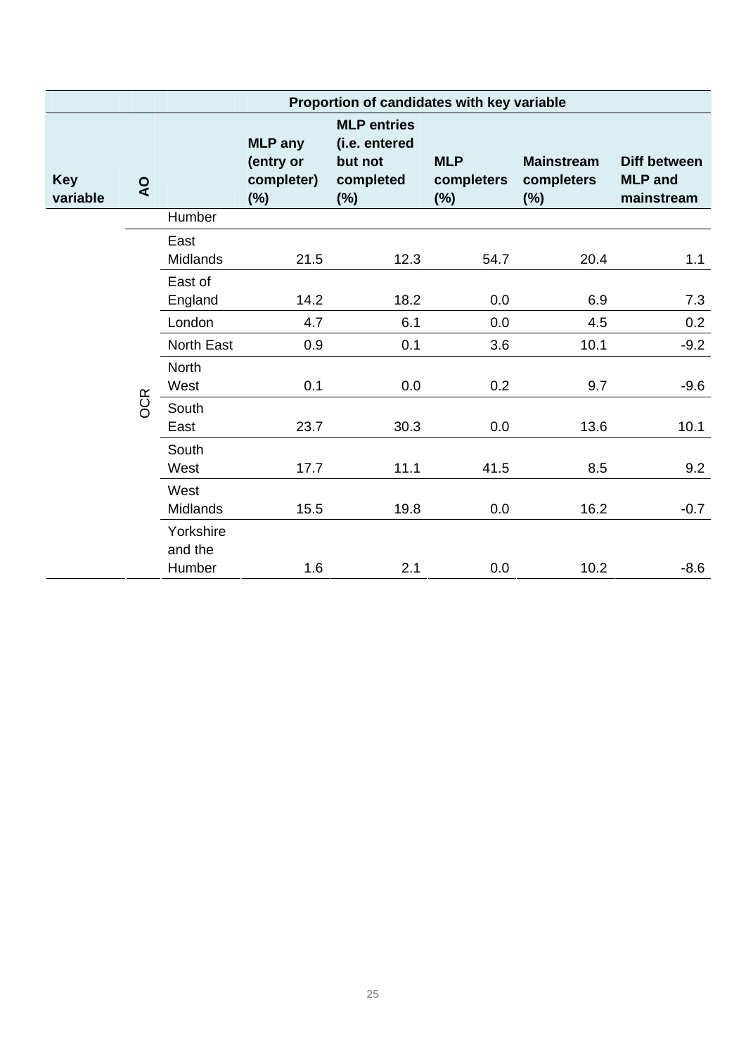| Key variable | AO | | Proportion of candidates with key variable | | | | |
|---|---|---|---|---|---|---|---|
| | | | MLP any (entry or completer) (%) | MLP entries (i.e. entered but not completed (%) | MLP completers (%) | Mainstream completers (%) | Diff between MLP and mainstream |
| | | Humber | | | | | |
| | OCR | East Midlands | 21.5 | 12.3 | 54.7 | 20.4 | 1.1 |
| | | East of England | 14.2 | 18.2 | 0.0 | 6.9 | 7.3 |
| | | London | 4.7 | 6.1 | 0.0 | 4.5 | 0.2 |
| | | North East | 0.9 | 0.1 | 3.6 | 10.1 | -9.2 |
| | | North West | 0.1 | 0.0 | 0.2 | 9.7 | -9.6 |
| | | South East | 23.7 | 30.3 | 0.0 | 13.6 | 10.1 |
| | | South West | 17.7 | 11.1 | 41.5 | 8.5 | 9.2 |
| | | West Midlands | 15.5 | 19.8 | 0.0 | 16.2 | -0.7 |
| | | Yorkshire and the Humber | 1.6 | 2.1 | 0.0 | 10.2 | -8.6 |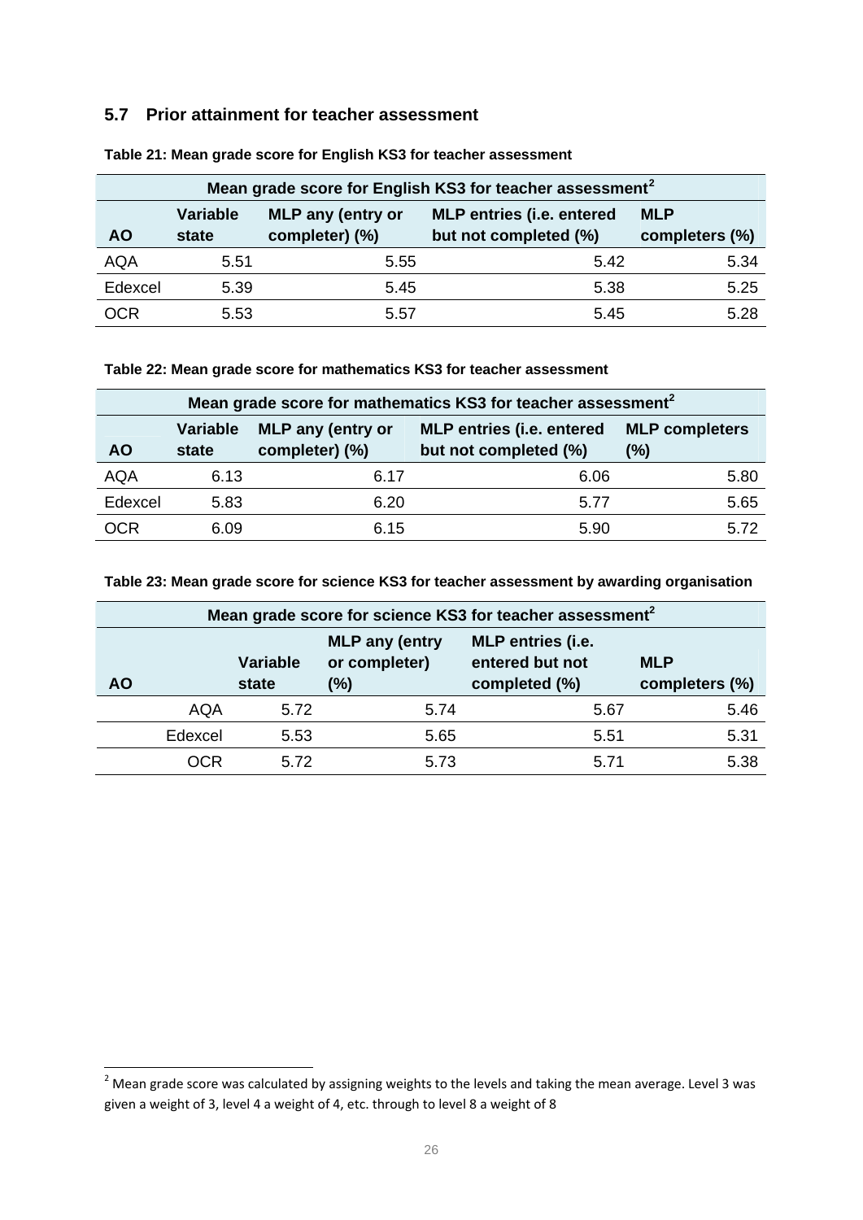## 5.7 Prior attainment for teacher assessment

**Table 21: Mean grade score for English KS3 for teacher assessment**

| Mean grade score for English KS3 for teacher assessment[2] | | | | |
|---|---|---|---|---|
| **AO** | **Variable state** | **MLP any (entry or completer) (%)** | **MLP entries (i.e. entered but not completed (%)** | **MLP completers (%)** |
| AQA | 5.51 | 5.55 | 5.42 | 5.34 |
| Edexcel | 5.39 | 5.45 | 5.38 | 5.25 |
| OCR | 5.53 | 5.57 | 5.45 | 5.28 |

**Table 22: Mean grade score for mathematics KS3 for teacher assessment**

| Mean grade score for mathematics KS3 for teacher assessment[2] | | | | |
|---|---|---|---|---|
| **AO** | **Variable state** | **MLP any (entry or completer) (%)** | **MLP entries (i.e. entered but not completed (%)** | **MLP completers (%)** |
| AQA | 6.13 | 6.17 | 6.06 | 5.80 |
| Edexcel | 5.83 | 6.20 | 5.77 | 5.65 |
| OCR | 6.09 | 6.15 | 5.90 | 5.72 |

**Table 23: Mean grade score for science KS3 for teacher assessment by awarding organisation**

| Mean grade score for science KS3 for teacher assessment[2] | | | | |
|---|---|---|---|---|
| **AO** | **Variable state** | **MLP any (entry or completer) (%)** | **MLP entries (i.e. entered but not completed (%)** | **MLP completers (%)** |
| AQA | 5.72 | 5.74 | 5.67 | 5.46 |
| Edexcel | 5.53 | 5.65 | 5.51 | 5.31 |
| OCR | 5.72 | 5.73 | 5.71 | 5.38 |

[2] Mean grade score was calculated by assigning weights to the levels and taking the mean average. Level 3 was given a weight of 3, level 4 a weight of 4, etc. through to level 8 a weight of 8